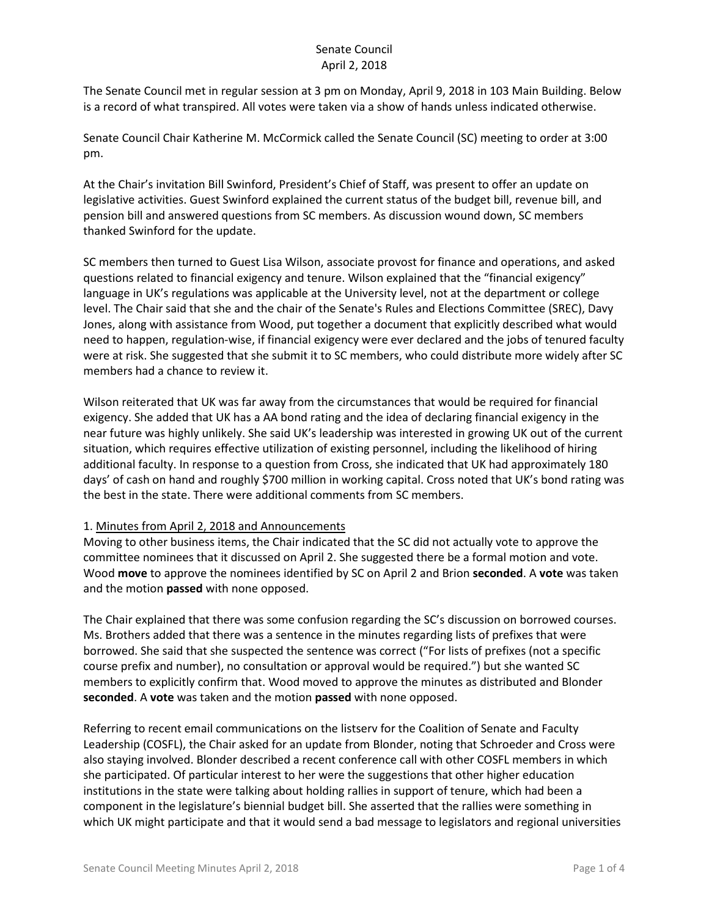# Senate Council
## April 2, 2018

The Senate Council met in regular session at 3 pm on Monday, April 9, 2018 in 103 Main Building. Below is a record of what transpired. All votes were taken via a show of hands unless indicated otherwise.

Senate Council Chair Katherine M. McCormick called the Senate Council (SC) meeting to order at 3:00 pm.

At the Chair's invitation Bill Swinford, President's Chief of Staff, was present to offer an update on legislative activities. Guest Swinford explained the current status of the budget bill, revenue bill, and pension bill and answered questions from SC members. As discussion wound down, SC members thanked Swinford for the update.

SC members then turned to Guest Lisa Wilson, associate provost for finance and operations, and asked questions related to financial exigency and tenure. Wilson explained that the "financial exigency" language in UK's regulations was applicable at the University level, not at the department or college level. The Chair said that she and the chair of the Senate's Rules and Elections Committee (SREC), Davy Jones, along with assistance from Wood, put together a document that explicitly described what would need to happen, regulation-wise, if financial exigency were ever declared and the jobs of tenured faculty were at risk. She suggested that she submit it to SC members, who could distribute more widely after SC members had a chance to review it.

Wilson reiterated that UK was far away from the circumstances that would be required for financial exigency. She added that UK has a AA bond rating and the idea of declaring financial exigency in the near future was highly unlikely. She said UK's leadership was interested in growing UK out of the current situation, which requires effective utilization of existing personnel, including the likelihood of hiring additional faculty. In response to a question from Cross, she indicated that UK had approximately 180 days' of cash on hand and roughly $700 million in working capital. Cross noted that UK's bond rating was the best in the state. There were additional comments from SC members.

1. <u>Minutes from April 2, 2018 and Announcements</u>

Moving to other business items, the Chair indicated that the SC did not actually vote to approve the committee nominees that it discussed on April 2. She suggested there be a formal motion and vote. Wood **move** to approve the nominees identified by SC on April 2 and Brion **seconded**. A **vote** was taken and the motion **passed** with none opposed.

The Chair explained that there was some confusion regarding the SC's discussion on borrowed courses. Ms. Brothers added that there was a sentence in the minutes regarding lists of prefixes that were borrowed. She said that she suspected the sentence was correct ("For lists of prefixes (not a specific course prefix and number), no consultation or approval would be required.") but she wanted SC members to explicitly confirm that. Wood moved to approve the minutes as distributed and Blonder **seconded**. A **vote** was taken and the motion **passed** with none opposed.

Referring to recent email communications on the listserv for the Coalition of Senate and Faculty Leadership (COSFL), the Chair asked for an update from Blonder, noting that Schroeder and Cross were also staying involved. Blonder described a recent conference call with other COSFL members in which she participated. Of particular interest to her were the suggestions that other higher education institutions in the state were talking about holding rallies in support of tenure, which had been a component in the legislature's biennial budget bill. She asserted that the rallies were something in which UK might participate and that it would send a bad message to legislators and regional universities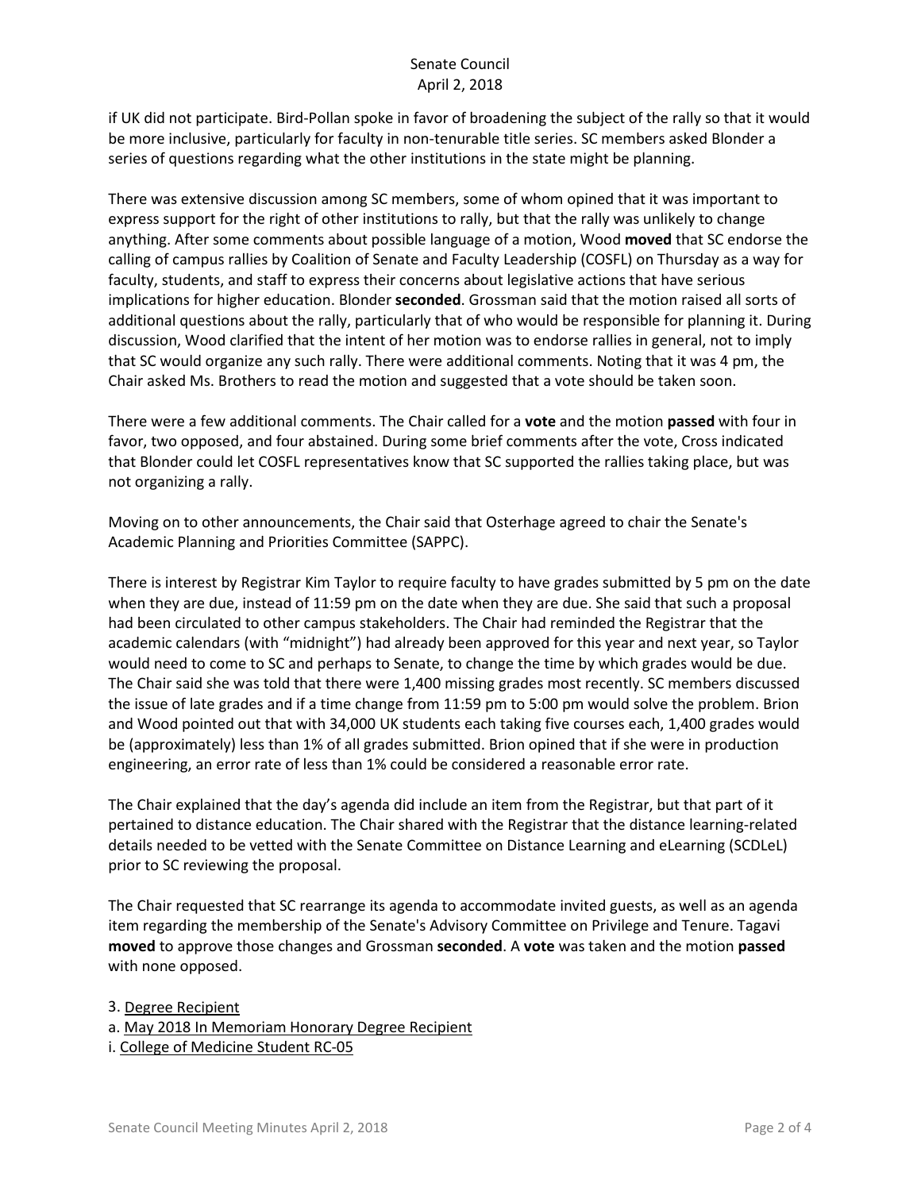if UK did not participate. Bird-Pollan spoke in favor of broadening the subject of the rally so that it would be more inclusive, particularly for faculty in non-tenurable title series. SC members asked Blonder a series of questions regarding what the other institutions in the state might be planning.

There was extensive discussion among SC members, some of whom opined that it was important to express support for the right of other institutions to rally, but that the rally was unlikely to change anything. After some comments about possible language of a motion, Wood **moved** that SC endorse the calling of campus rallies by Coalition of Senate and Faculty Leadership (COSFL) on Thursday as a way for faculty, students, and staff to express their concerns about legislative actions that have serious implications for higher education. Blonder **seconded**. Grossman said that the motion raised all sorts of additional questions about the rally, particularly that of who would be responsible for planning it. During discussion, Wood clarified that the intent of her motion was to endorse rallies in general, not to imply that SC would organize any such rally. There were additional comments. Noting that it was 4 pm, the Chair asked Ms. Brothers to read the motion and suggested that a vote should be taken soon.

There were a few additional comments. The Chair called for a **vote** and the motion **passed** with four in favor, two opposed, and four abstained. During some brief comments after the vote, Cross indicated that Blonder could let COSFL representatives know that SC supported the rallies taking place, but was not organizing a rally.

Moving on to other announcements, the Chair said that Osterhage agreed to chair the Senate's Academic Planning and Priorities Committee (SAPPC).

There is interest by Registrar Kim Taylor to require faculty to have grades submitted by 5 pm on the date when they are due, instead of 11:59 pm on the date when they are due. She said that such a proposal had been circulated to other campus stakeholders. The Chair had reminded the Registrar that the academic calendars (with "midnight") had already been approved for this year and next year, so Taylor would need to come to SC and perhaps to Senate, to change the time by which grades would be due. The Chair said she was told that there were 1,400 missing grades most recently. SC members discussed the issue of late grades and if a time change from 11:59 pm to 5:00 pm would solve the problem. Brion and Wood pointed out that with 34,000 UK students each taking five courses each, 1,400 grades would be (approximately) less than 1% of all grades submitted. Brion opined that if she were in production engineering, an error rate of less than 1% could be considered a reasonable error rate.

The Chair explained that the day's agenda did include an item from the Registrar, but that part of it pertained to distance education. The Chair shared with the Registrar that the distance learning-related details needed to be vetted with the Senate Committee on Distance Learning and eLearning (SCDLeL) prior to SC reviewing the proposal.

The Chair requested that SC rearrange its agenda to accommodate invited guests, as well as an agenda item regarding the membership of the Senate's Advisory Committee on Privilege and Tenure. Tagavi **moved** to approve those changes and Grossman **seconded**. A **vote** was taken and the motion **passed** with none opposed.

3. Degree Recipient

a. May 2018 In Memoriam Honorary Degree Recipient

i. College of Medicine Student RC-05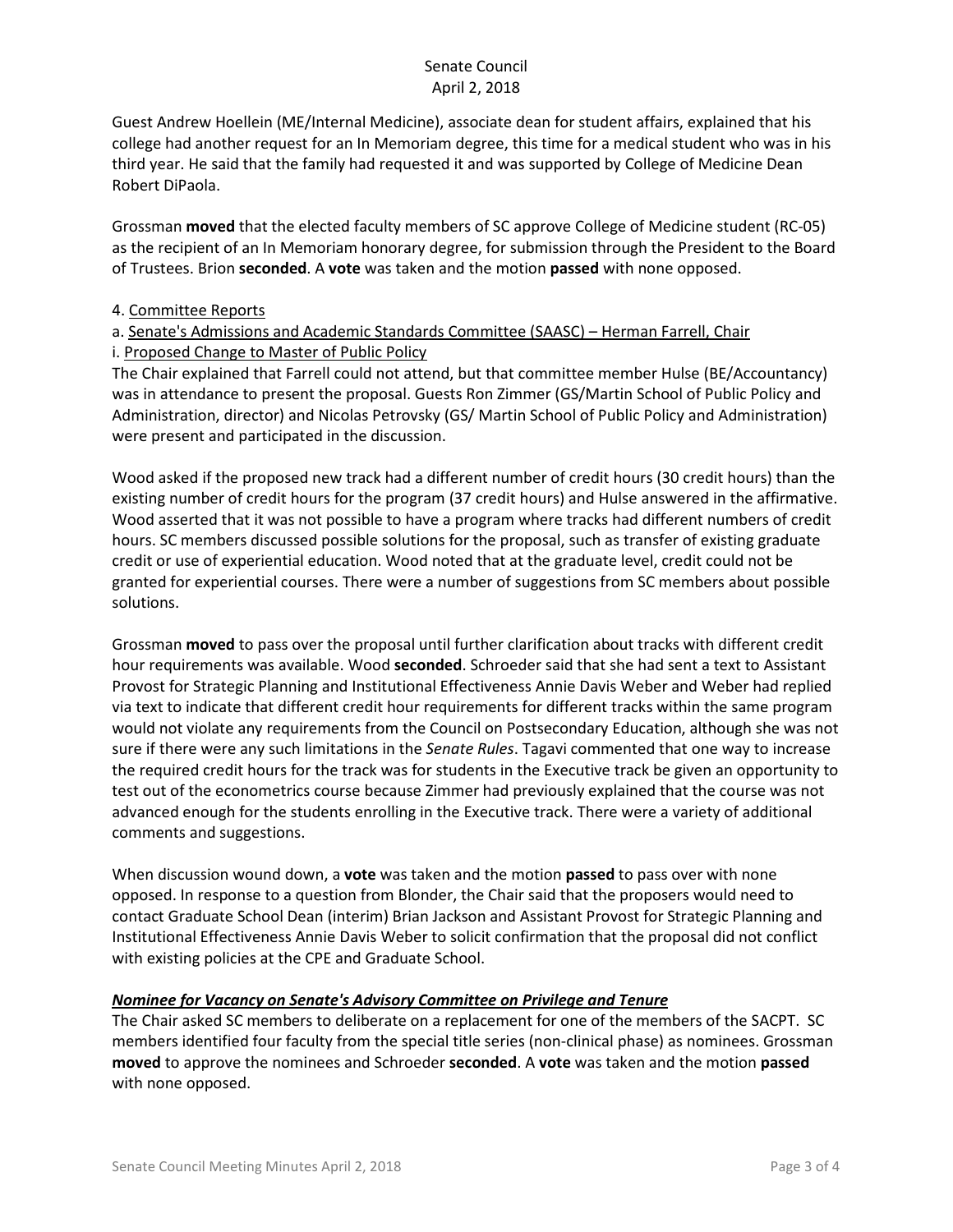Guest Andrew Hoellein (ME/Internal Medicine), associate dean for student affairs, explained that his college had another request for an In Memoriam degree, this time for a medical student who was in his third year. He said that the family had requested it and was supported by College of Medicine Dean Robert DiPaola.

Grossman **moved** that the elected faculty members of SC approve College of Medicine student (RC-05) as the recipient of an In Memoriam honorary degree, for submission through the President to the Board of Trustees. Brion **seconded**. A **vote** was taken and the motion **passed** with none opposed.

4. Committee Reports

a. Senate's Admissions and Academic Standards Committee (SAASC) – Herman Farrell, Chair

i. Proposed Change to Master of Public Policy

The Chair explained that Farrell could not attend, but that committee member Hulse (BE/Accountancy) was in attendance to present the proposal. Guests Ron Zimmer (GS/Martin School of Public Policy and Administration, director) and Nicolas Petrovsky (GS/ Martin School of Public Policy and Administration) were present and participated in the discussion.

Wood asked if the proposed new track had a different number of credit hours (30 credit hours) than the existing number of credit hours for the program (37 credit hours) and Hulse answered in the affirmative. Wood asserted that it was not possible to have a program where tracks had different numbers of credit hours. SC members discussed possible solutions for the proposal, such as transfer of existing graduate credit or use of experiential education. Wood noted that at the graduate level, credit could not be granted for experiential courses. There were a number of suggestions from SC members about possible solutions.

Grossman **moved** to pass over the proposal until further clarification about tracks with different credit hour requirements was available. Wood **seconded**. Schroeder said that she had sent a text to Assistant Provost for Strategic Planning and Institutional Effectiveness Annie Davis Weber and Weber had replied via text to indicate that different credit hour requirements for different tracks within the same program would not violate any requirements from the Council on Postsecondary Education, although she was not sure if there were any such limitations in the *Senate Rules*. Tagavi commented that one way to increase the required credit hours for the track was for students in the Executive track be given an opportunity to test out of the econometrics course because Zimmer had previously explained that the course was not advanced enough for the students enrolling in the Executive track. There were a variety of additional comments and suggestions.

When discussion wound down, a **vote** was taken and the motion **passed** to pass over with none opposed. In response to a question from Blonder, the Chair said that the proposers would need to contact Graduate School Dean (interim) Brian Jackson and Assistant Provost for Strategic Planning and Institutional Effectiveness Annie Davis Weber to solicit confirmation that the proposal did not conflict with existing policies at the CPE and Graduate School.

***Nominee for Vacancy on Senate's Advisory Committee on Privilege and Tenure***

The Chair asked SC members to deliberate on a replacement for one of the members of the SACPT. SC members identified four faculty from the special title series (non-clinical phase) as nominees. Grossman **moved** to approve the nominees and Schroeder **seconded**. A **vote** was taken and the motion **passed** with none opposed.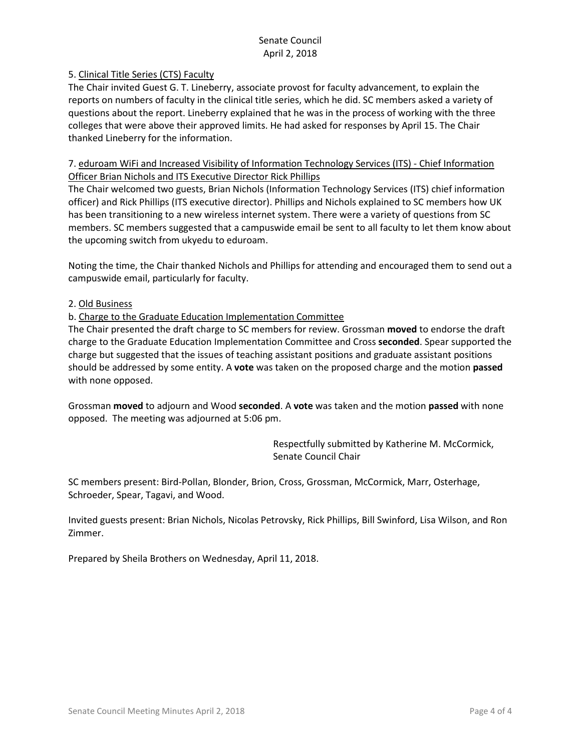5. Clinical Title Series (CTS) Faculty

The Chair invited Guest G. T. Lineberry, associate provost for faculty advancement, to explain the reports on numbers of faculty in the clinical title series, which he did. SC members asked a variety of questions about the report. Lineberry explained that he was in the process of working with the three colleges that were above their approved limits. He had asked for responses by April 15. The Chair thanked Lineberry for the information.

7. eduroam WiFi and Increased Visibility of Information Technology Services (ITS) - Chief Information Officer Brian Nichols and ITS Executive Director Rick Phillips

The Chair welcomed two guests, Brian Nichols (Information Technology Services (ITS) chief information officer) and Rick Phillips (ITS executive director). Phillips and Nichols explained to SC members how UK has been transitioning to a new wireless internet system. There were a variety of questions from SC members. SC members suggested that a campuswide email be sent to all faculty to let them know about the upcoming switch from ukyedu to eduroam.

Noting the time, the Chair thanked Nichols and Phillips for attending and encouraged them to send out a campuswide email, particularly for faculty.

2. Old Business

b. Charge to the Graduate Education Implementation Committee

The Chair presented the draft charge to SC members for review. Grossman **moved** to endorse the draft charge to the Graduate Education Implementation Committee and Cross **seconded**. Spear supported the charge but suggested that the issues of teaching assistant positions and graduate assistant positions should be addressed by some entity. A **vote** was taken on the proposed charge and the motion **passed** with none opposed.

Grossman **moved** to adjourn and Wood **seconded**. A **vote** was taken and the motion **passed** with none opposed. The meeting was adjourned at 5:06 pm.

Respectfully submitted by Katherine M. McCormick,
Senate Council Chair

SC members present: Bird-Pollan, Blonder, Brion, Cross, Grossman, McCormick, Marr, Osterhage, Schroeder, Spear, Tagavi, and Wood.

Invited guests present: Brian Nichols, Nicolas Petrovsky, Rick Phillips, Bill Swinford, Lisa Wilson, and Ron Zimmer.

Prepared by Sheila Brothers on Wednesday, April 11, 2018.